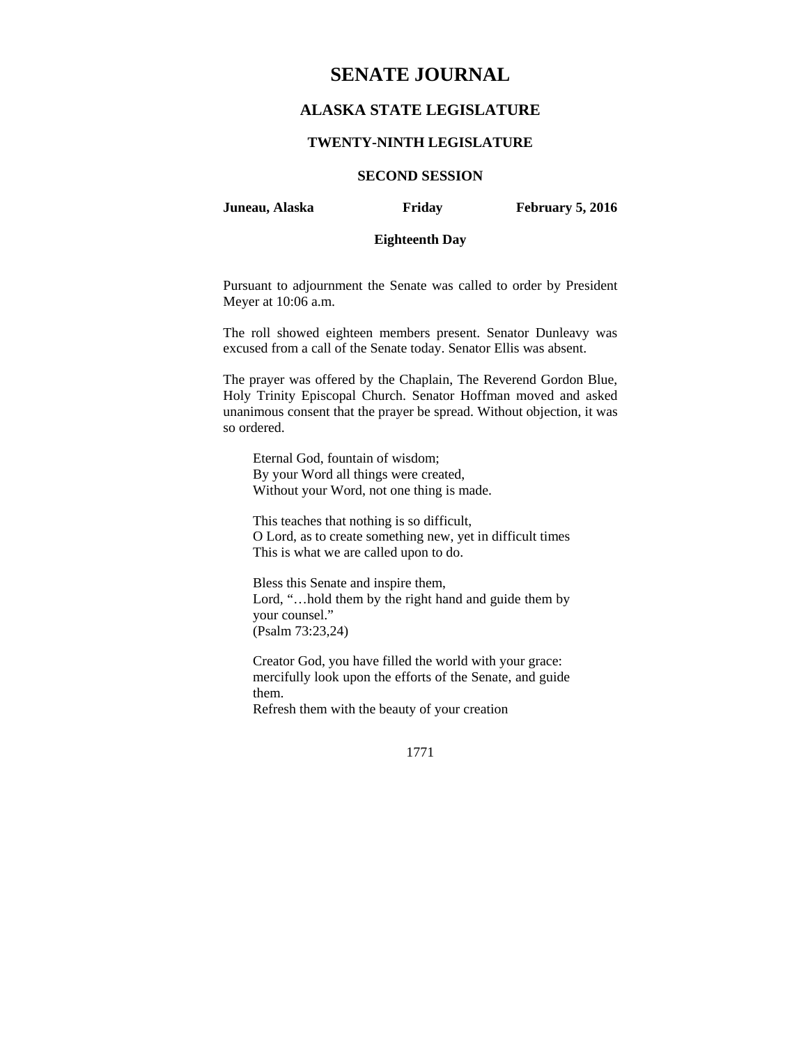# SENATE JOURNAL

## ALASKA STATE LEGISLATURE

### TWENTY-NINTH LEGISLATURE

### SECOND SESSION

**Juneau, Alaska** **Friday** **February 5, 2016**

**Eighteenth Day**

Pursuant to adjournment the Senate was called to order by President Meyer at 10:06 a.m.

The roll showed eighteen members present. Senator Dunleavy was excused from a call of the Senate today. Senator Ellis was absent.

The prayer was offered by the Chaplain, The Reverend Gordon Blue, Holy Trinity Episcopal Church. Senator Hoffman moved and asked unanimous consent that the prayer be spread. Without objection, it was so ordered.

> Eternal God, fountain of wisdom;
> By your Word all things were created,
> Without your Word, not one thing is made.
>
> This teaches that nothing is so difficult,
> O Lord, as to create something new, yet in difficult times
> This is what we are called upon to do.
>
> Bless this Senate and inspire them,
> Lord, "…hold them by the right hand and guide them by your counsel."
> (Psalm 73:23,24)
>
> Creator God, you have filled the world with your grace:
> mercifully look upon the efforts of the Senate, and guide them.
> Refresh them with the beauty of your creation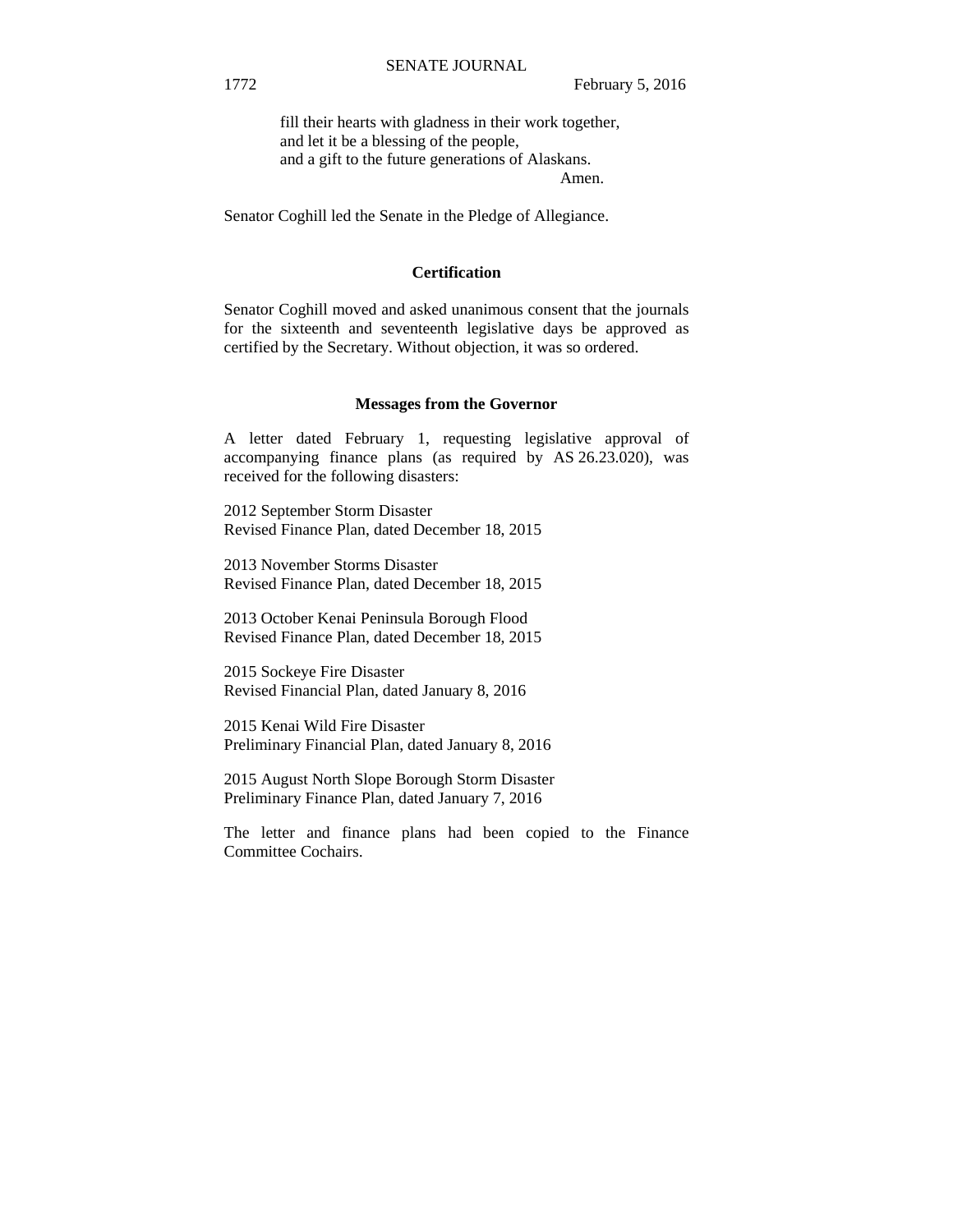fill their hearts with gladness in their work together,
and let it be a blessing of the people,
and a gift to the future generations of Alaskans.
Amen.

Senator Coghill led the Senate in the Pledge of Allegiance.

## Certification

Senator Coghill moved and asked unanimous consent that the journals for the sixteenth and seventeenth legislative days be approved as certified by the Secretary. Without objection, it was so ordered.

## Messages from the Governor

A letter dated February 1, requesting legislative approval of accompanying finance plans (as required by AS 26.23.020), was received for the following disasters:

2012 September Storm Disaster
Revised Finance Plan, dated December 18, 2015

2013 November Storms Disaster
Revised Finance Plan, dated December 18, 2015

2013 October Kenai Peninsula Borough Flood
Revised Finance Plan, dated December 18, 2015

2015 Sockeye Fire Disaster
Revised Financial Plan, dated January 8, 2016

2015 Kenai Wild Fire Disaster
Preliminary Financial Plan, dated January 8, 2016

2015 August North Slope Borough Storm Disaster
Preliminary Finance Plan, dated January 7, 2016

The letter and finance plans had been copied to the Finance Committee Cochairs.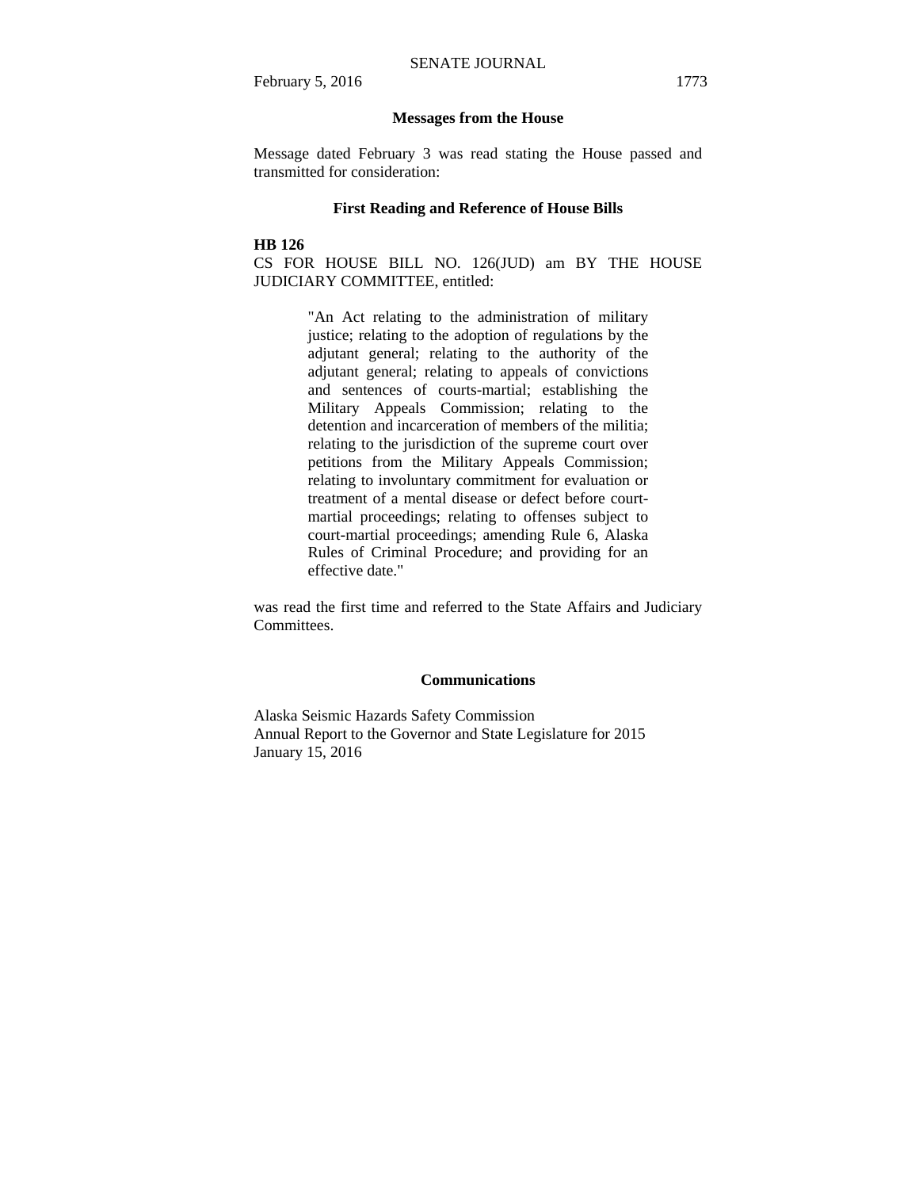### Messages from the House

Message dated February 3 was read stating the House passed and transmitted for consideration:

### First Reading and Reference of House Bills

**HB 126**

CS FOR HOUSE BILL NO. 126(JUD) am BY THE HOUSE JUDICIARY COMMITTEE, entitled:

> "An Act relating to the administration of military justice; relating to the adoption of regulations by the adjutant general; relating to the authority of the adjutant general; relating to appeals of convictions and sentences of courts-martial; establishing the Military Appeals Commission; relating to the detention and incarceration of members of the militia; relating to the jurisdiction of the supreme court over petitions from the Military Appeals Commission; relating to involuntary commitment for evaluation or treatment of a mental disease or defect before court-martial proceedings; relating to offenses subject to court-martial proceedings; amending Rule 6, Alaska Rules of Criminal Procedure; and providing for an effective date."

was read the first time and referred to the State Affairs and Judiciary Committees.

### Communications

Alaska Seismic Hazards Safety Commission
Annual Report to the Governor and State Legislature for 2015
January 15, 2016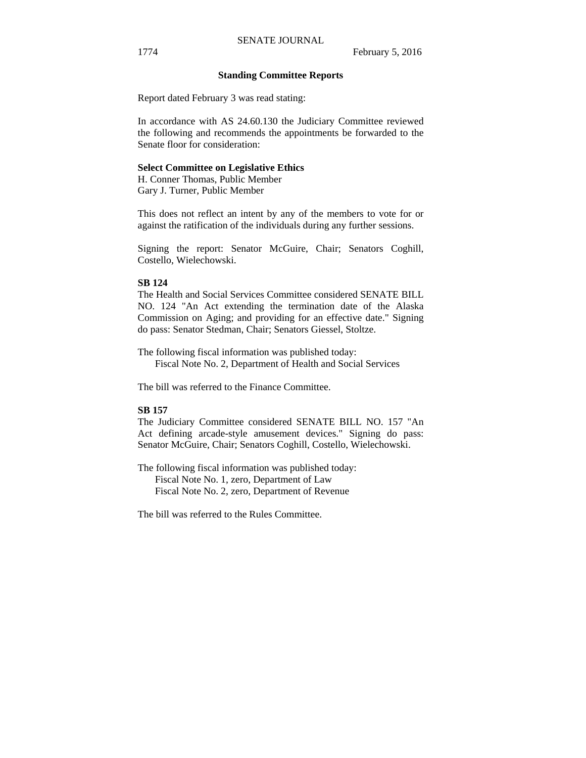## Standing Committee Reports

Report dated February 3 was read stating:

In accordance with AS 24.60.130 the Judiciary Committee reviewed the following and recommends the appointments be forwarded to the Senate floor for consideration:

**Select Committee on Legislative Ethics**
H. Conner Thomas, Public Member
Gary J. Turner, Public Member

This does not reflect an intent by any of the members to vote for or against the ratification of the individuals during any further sessions.

Signing the report: Senator McGuire, Chair; Senators Coghill, Costello, Wielechowski.

**SB 124**

The Health and Social Services Committee considered SENATE BILL NO. 124 "An Act extending the termination date of the Alaska Commission on Aging; and providing for an effective date." Signing do pass: Senator Stedman, Chair; Senators Giessel, Stoltze.

The following fiscal information was published today:
Fiscal Note No. 2, Department of Health and Social Services

The bill was referred to the Finance Committee.

**SB 157**

The Judiciary Committee considered SENATE BILL NO. 157 "An Act defining arcade-style amusement devices." Signing do pass: Senator McGuire, Chair; Senators Coghill, Costello, Wielechowski.

The following fiscal information was published today:
Fiscal Note No. 1, zero, Department of Law
Fiscal Note No. 2, zero, Department of Revenue

The bill was referred to the Rules Committee.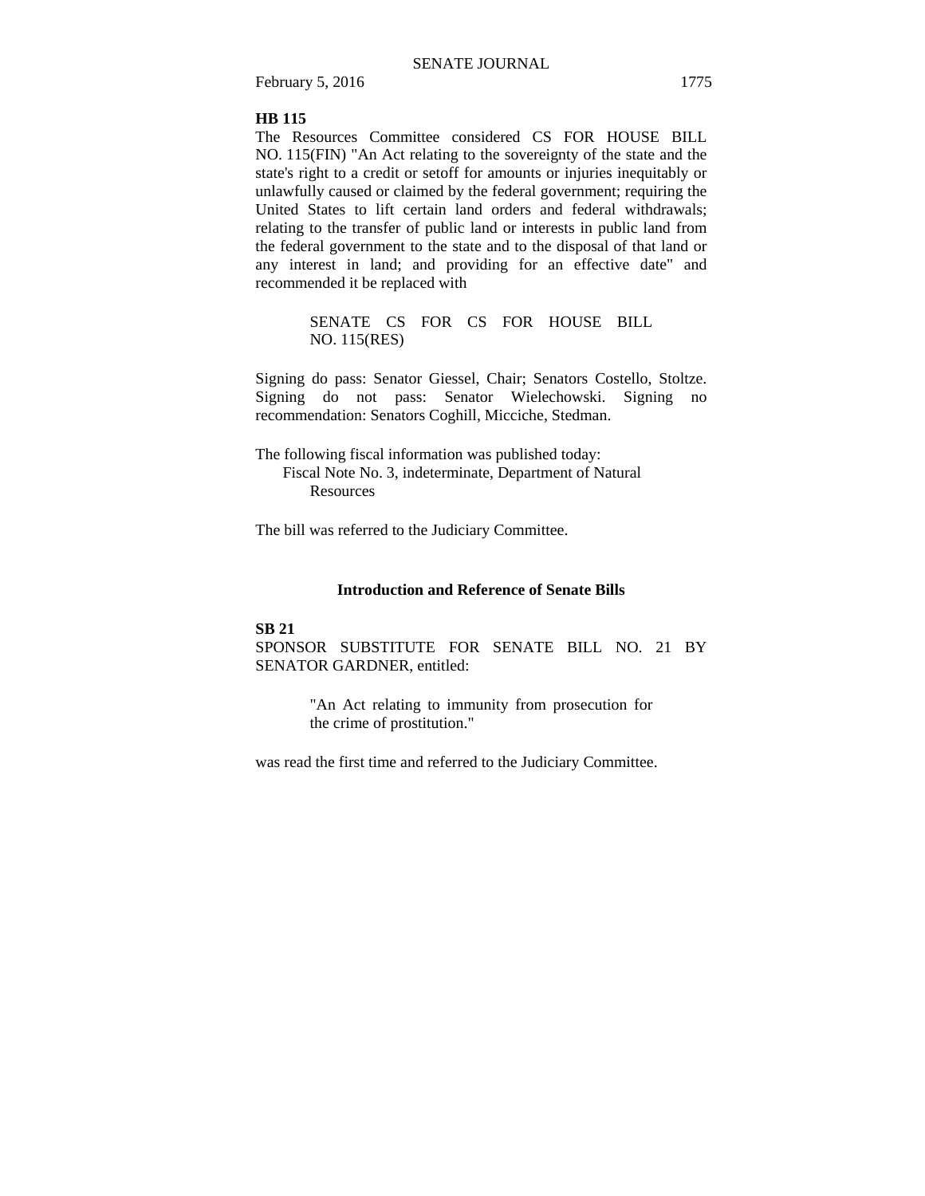**HB 115**

The Resources Committee considered CS FOR HOUSE BILL NO. 115(FIN) "An Act relating to the sovereignty of the state and the state's right to a credit or setoff for amounts or injuries inequitably or unlawfully caused or claimed by the federal government; requiring the United States to lift certain land orders and federal withdrawals; relating to the transfer of public land or interests in public land from the federal government to the state and to the disposal of that land or any interest in land; and providing for an effective date" and recommended it be replaced with

> SENATE CS FOR CS FOR HOUSE BILL NO. 115(RES)

Signing do pass: Senator Giessel, Chair; Senators Costello, Stoltze. Signing do not pass: Senator Wielechowski. Signing no recommendation: Senators Coghill, Micciche, Stedman.

The following fiscal information was published today:
  Fiscal Note No. 3, indeterminate, Department of Natural Resources

The bill was referred to the Judiciary Committee.

### Introduction and Reference of Senate Bills

**SB 21**

SPONSOR SUBSTITUTE FOR SENATE BILL NO. 21 BY SENATOR GARDNER, entitled:

> "An Act relating to immunity from prosecution for the crime of prostitution."

was read the first time and referred to the Judiciary Committee.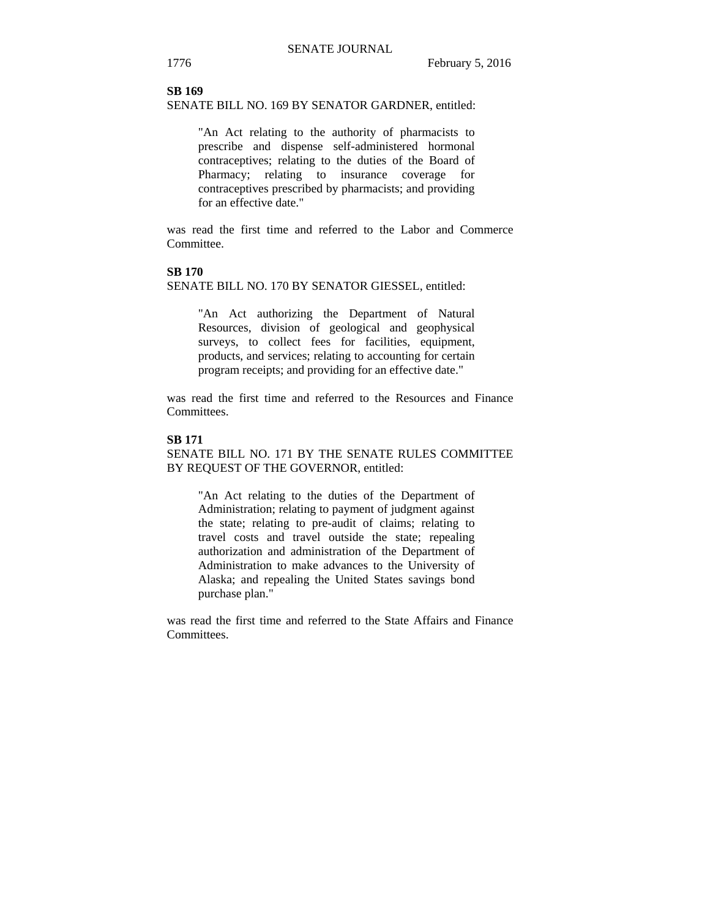**SB 169**

SENATE BILL NO. 169 BY SENATOR GARDNER, entitled:

> "An Act relating to the authority of pharmacists to prescribe and dispense self-administered hormonal contraceptives; relating to the duties of the Board of Pharmacy; relating to insurance coverage for contraceptives prescribed by pharmacists; and providing for an effective date."

was read the first time and referred to the Labor and Commerce Committee.

**SB 170**

SENATE BILL NO. 170 BY SENATOR GIESSEL, entitled:

> "An Act authorizing the Department of Natural Resources, division of geological and geophysical surveys, to collect fees for facilities, equipment, products, and services; relating to accounting for certain program receipts; and providing for an effective date."

was read the first time and referred to the Resources and Finance Committees.

**SB 171**

SENATE BILL NO. 171 BY THE SENATE RULES COMMITTEE BY REQUEST OF THE GOVERNOR, entitled:

> "An Act relating to the duties of the Department of Administration; relating to payment of judgment against the state; relating to pre-audit of claims; relating to travel costs and travel outside the state; repealing authorization and administration of the Department of Administration to make advances to the University of Alaska; and repealing the United States savings bond purchase plan."

was read the first time and referred to the State Affairs and Finance Committees.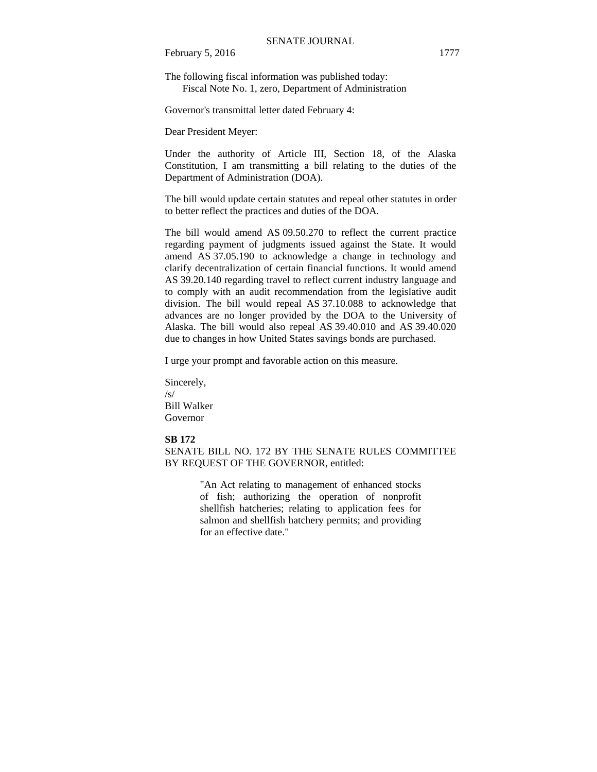The following fiscal information was published today:
Fiscal Note No. 1, zero, Department of Administration

Governor's transmittal letter dated February 4:

Dear President Meyer:

Under the authority of Article III, Section 18, of the Alaska Constitution, I am transmitting a bill relating to the duties of the Department of Administration (DOA).

The bill would update certain statutes and repeal other statutes in order to better reflect the practices and duties of the DOA.

The bill would amend AS 09.50.270 to reflect the current practice regarding payment of judgments issued against the State. It would amend AS 37.05.190 to acknowledge a change in technology and clarify decentralization of certain financial functions. It would amend AS 39.20.140 regarding travel to reflect current industry language and to comply with an audit recommendation from the legislative audit division. The bill would repeal AS 37.10.088 to acknowledge that advances are no longer provided by the DOA to the University of Alaska. The bill would also repeal AS 39.40.010 and AS 39.40.020 due to changes in how United States savings bonds are purchased.

I urge your prompt and favorable action on this measure.

Sincerely,
/s/
Bill Walker
Governor

**SB 172**

SENATE BILL NO. 172 BY THE SENATE RULES COMMITTEE BY REQUEST OF THE GOVERNOR, entitled:

> "An Act relating to management of enhanced stocks of fish; authorizing the operation of nonprofit shellfish hatcheries; relating to application fees for salmon and shellfish hatchery permits; and providing for an effective date."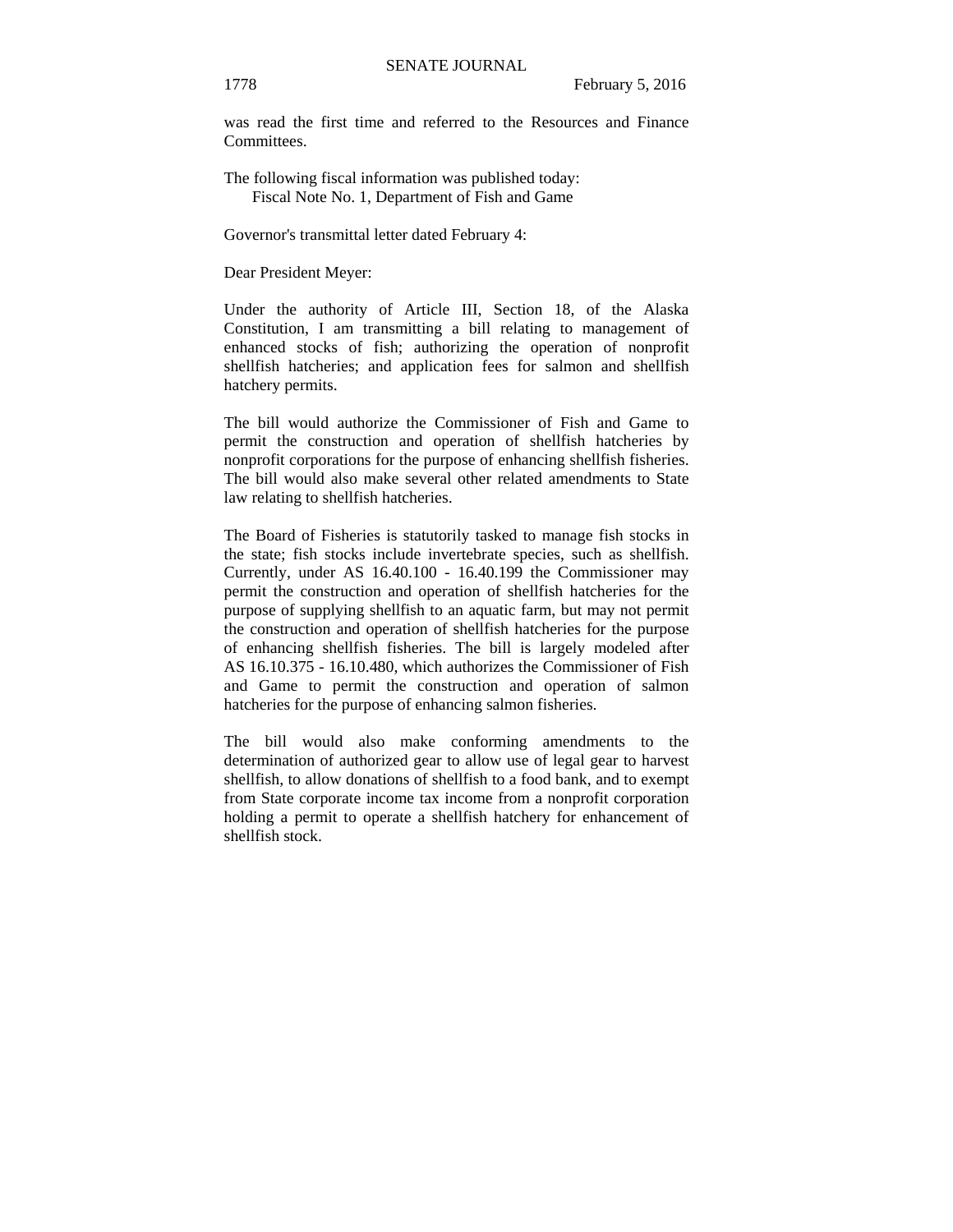was read the first time and referred to the Resources and Finance Committees.

The following fiscal information was published today:
Fiscal Note No. 1, Department of Fish and Game

Governor's transmittal letter dated February 4:

Dear President Meyer:

Under the authority of Article III, Section 18, of the Alaska Constitution, I am transmitting a bill relating to management of enhanced stocks of fish; authorizing the operation of nonprofit shellfish hatcheries; and application fees for salmon and shellfish hatchery permits.

The bill would authorize the Commissioner of Fish and Game to permit the construction and operation of shellfish hatcheries by nonprofit corporations for the purpose of enhancing shellfish fisheries. The bill would also make several other related amendments to State law relating to shellfish hatcheries.

The Board of Fisheries is statutorily tasked to manage fish stocks in the state; fish stocks include invertebrate species, such as shellfish. Currently, under AS 16.40.100 - 16.40.199 the Commissioner may permit the construction and operation of shellfish hatcheries for the purpose of supplying shellfish to an aquatic farm, but may not permit the construction and operation of shellfish hatcheries for the purpose of enhancing shellfish fisheries. The bill is largely modeled after AS 16.10.375 - 16.10.480, which authorizes the Commissioner of Fish and Game to permit the construction and operation of salmon hatcheries for the purpose of enhancing salmon fisheries.

The bill would also make conforming amendments to the determination of authorized gear to allow use of legal gear to harvest shellfish, to allow donations of shellfish to a food bank, and to exempt from State corporate income tax income from a nonprofit corporation holding a permit to operate a shellfish hatchery for enhancement of shellfish stock.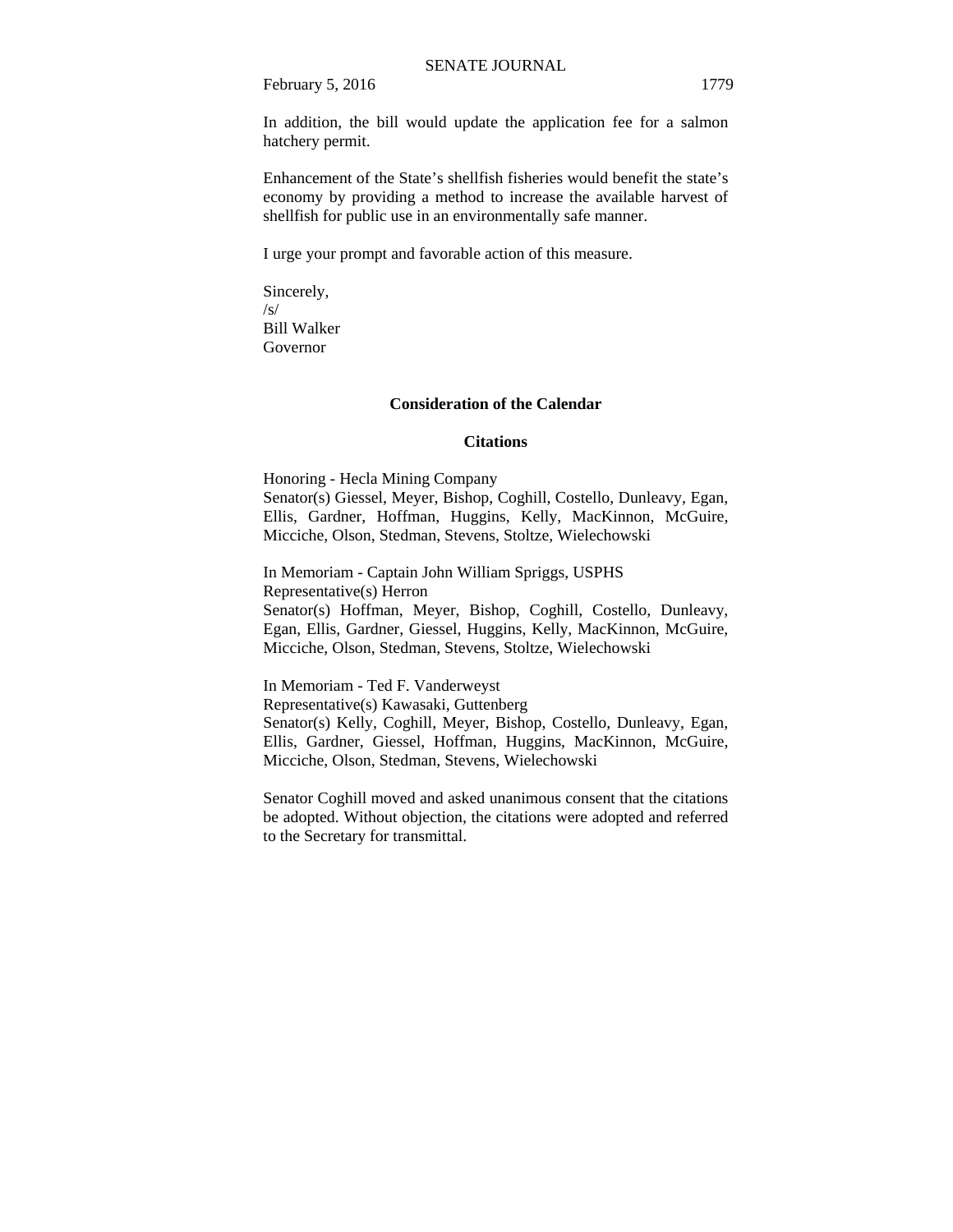In addition, the bill would update the application fee for a salmon hatchery permit.

Enhancement of the State's shellfish fisheries would benefit the state's economy by providing a method to increase the available harvest of shellfish for public use in an environmentally safe manner.

I urge your prompt and favorable action of this measure.

Sincerely,
/s/
Bill Walker
Governor

**Consideration of the Calendar**

**Citations**

Honoring - Hecla Mining Company
Senator(s) Giessel, Meyer, Bishop, Coghill, Costello, Dunleavy, Egan, Ellis, Gardner, Hoffman, Huggins, Kelly, MacKinnon, McGuire, Micciche, Olson, Stedman, Stevens, Stoltze, Wielechowski

In Memoriam - Captain John William Spriggs, USPHS
Representative(s) Herron
Senator(s) Hoffman, Meyer, Bishop, Coghill, Costello, Dunleavy, Egan, Ellis, Gardner, Giessel, Huggins, Kelly, MacKinnon, McGuire, Micciche, Olson, Stedman, Stevens, Stoltze, Wielechowski

In Memoriam - Ted F. Vanderweyst
Representative(s) Kawasaki, Guttenberg
Senator(s) Kelly, Coghill, Meyer, Bishop, Costello, Dunleavy, Egan, Ellis, Gardner, Giessel, Hoffman, Huggins, MacKinnon, McGuire, Micciche, Olson, Stedman, Stevens, Wielechowski

Senator Coghill moved and asked unanimous consent that the citations be adopted. Without objection, the citations were adopted and referred to the Secretary for transmittal.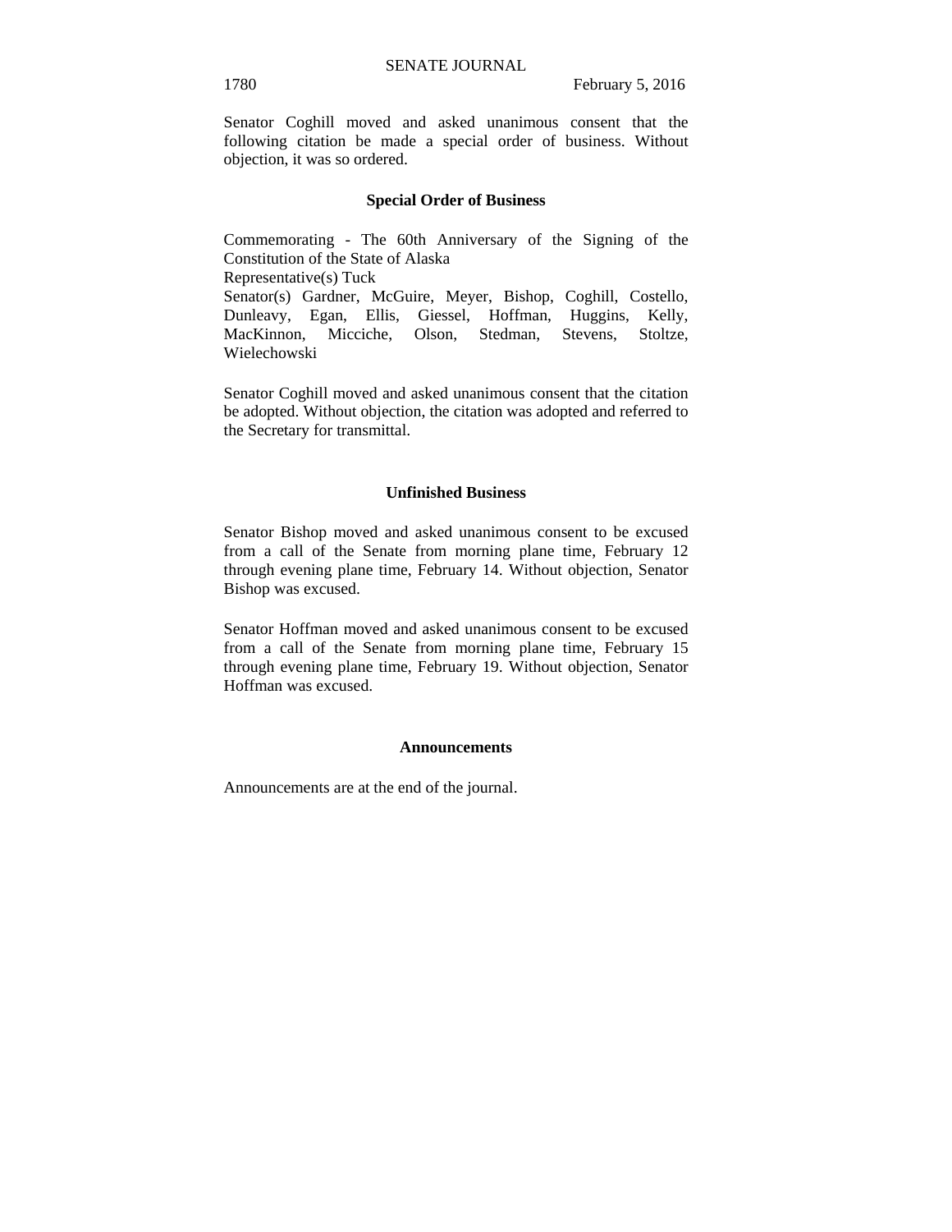Senator Coghill moved and asked unanimous consent that the following citation be made a special order of business. Without objection, it was so ordered.

## Special Order of Business

Commemorating - The 60th Anniversary of the Signing of the Constitution of the State of Alaska
Representative(s) Tuck
Senator(s) Gardner, McGuire, Meyer, Bishop, Coghill, Costello, Dunleavy, Egan, Ellis, Giessel, Hoffman, Huggins, Kelly, MacKinnon, Micciche, Olson, Stedman, Stevens, Stoltze, Wielechowski

Senator Coghill moved and asked unanimous consent that the citation be adopted. Without objection, the citation was adopted and referred to the Secretary for transmittal.

## Unfinished Business

Senator Bishop moved and asked unanimous consent to be excused from a call of the Senate from morning plane time, February 12 through evening plane time, February 14. Without objection, Senator Bishop was excused.

Senator Hoffman moved and asked unanimous consent to be excused from a call of the Senate from morning plane time, February 15 through evening plane time, February 19. Without objection, Senator Hoffman was excused.

## Announcements

Announcements are at the end of the journal.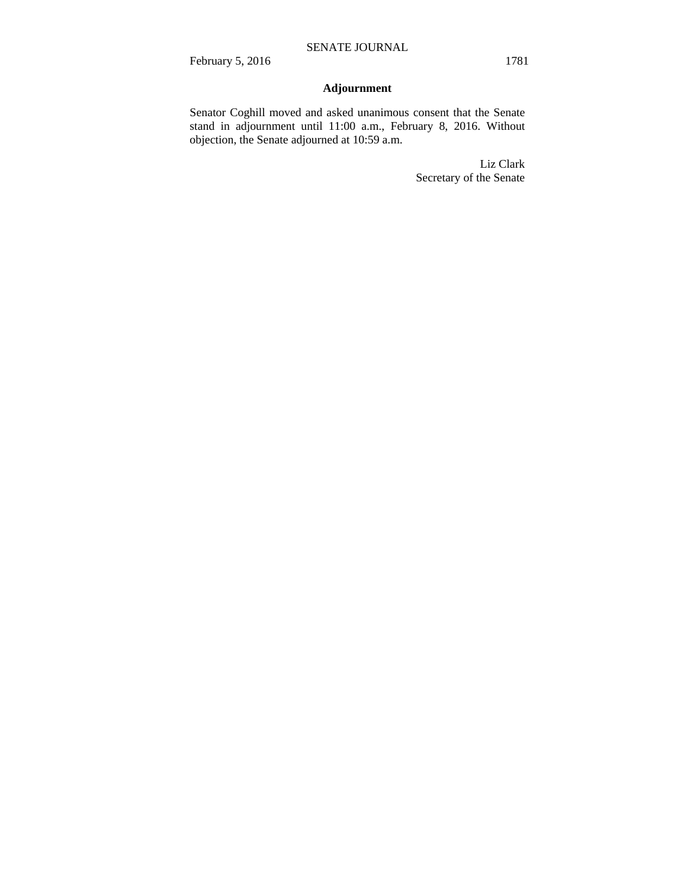## Adjournment

Senator Coghill moved and asked unanimous consent that the Senate stand in adjournment until 11:00 a.m., February 8, 2016. Without objection, the Senate adjourned at 10:59 a.m.

Liz Clark
Secretary of the Senate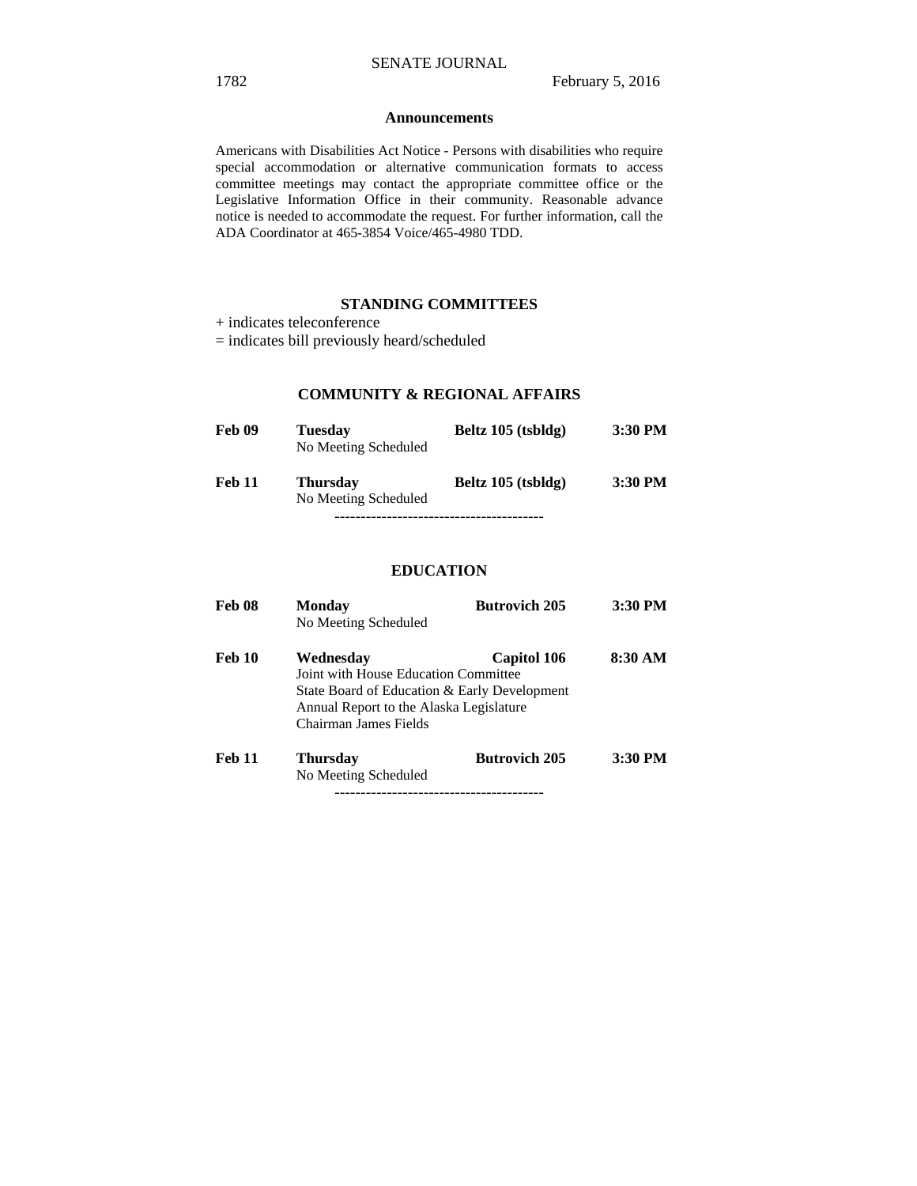## Announcements

Americans with Disabilities Act Notice - Persons with disabilities who require special accommodation or alternative communication formats to access committee meetings may contact the appropriate committee office or the Legislative Information Office in their community. Reasonable advance notice is needed to accommodate the request. For further information, call the ADA Coordinator at 465-3854 Voice/465-4980 TDD.

## STANDING COMMITTEES

+ indicates teleconference
= indicates bill previously heard/scheduled

### COMMUNITY & REGIONAL AFFAIRS

**Feb 09** **Tuesday** **Beltz 105 (tsbldg)** **3:30 PM**
No Meeting Scheduled

**Feb 11** **Thursday** **Beltz 105 (tsbldg)** **3:30 PM**
No Meeting Scheduled

----------------------------------------

### EDUCATION

**Feb 08** **Monday** **Butrovich 205** **3:30 PM**
No Meeting Scheduled

**Feb 10** **Wednesday** **Capitol 106** **8:30 AM**
Joint with House Education Committee
State Board of Education & Early Development
Annual Report to the Alaska Legislature
Chairman James Fields

**Feb 11** **Thursday** **Butrovich 205** **3:30 PM**
No Meeting Scheduled

----------------------------------------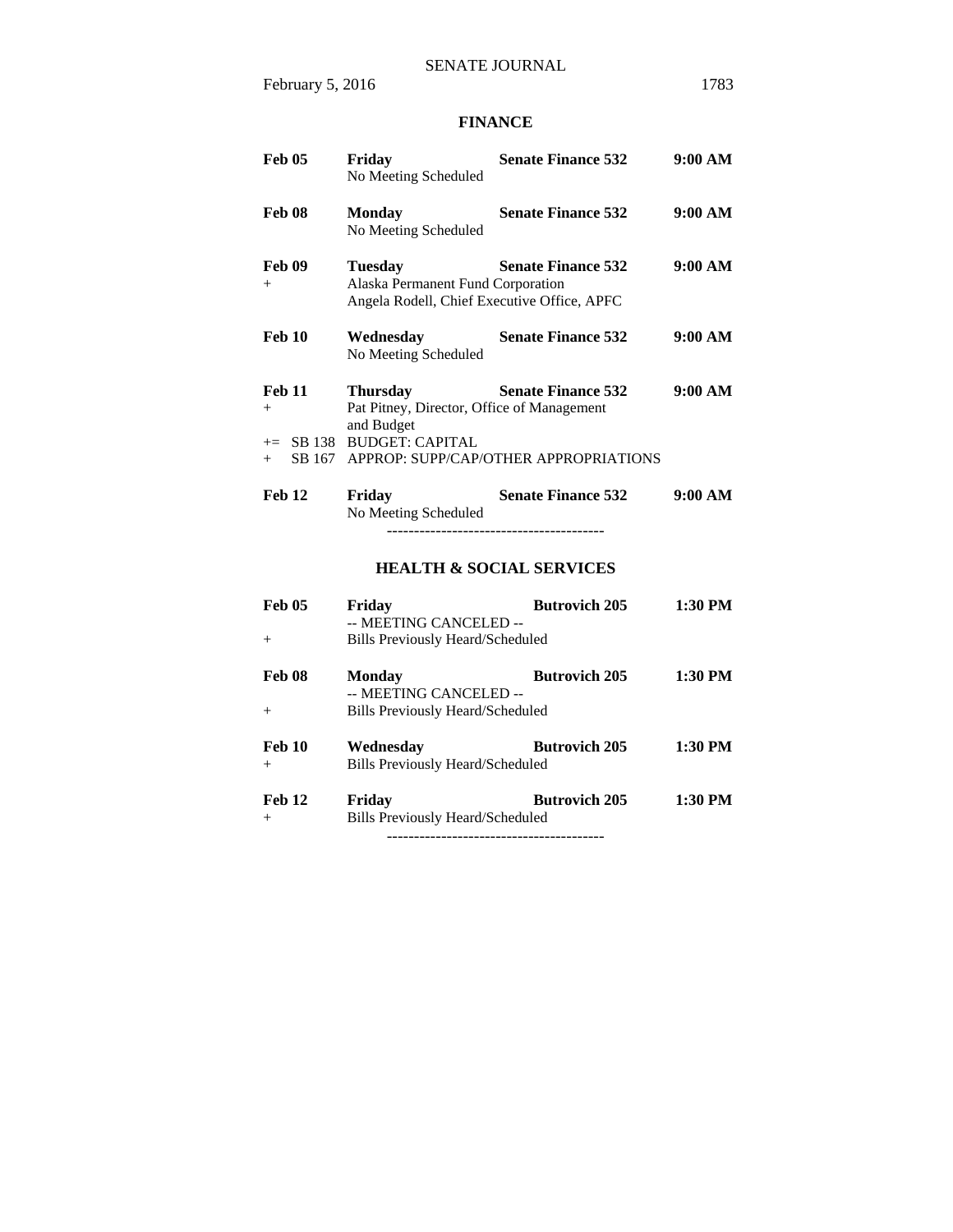## FINANCE

| | | | |
|---|---|---|---|
| **Feb 05** | **Friday** | **Senate Finance 532** | **9:00 AM** |
| | No Meeting Scheduled | | |
| **Feb 08** | **Monday** | **Senate Finance 532** | **9:00 AM** |
| | No Meeting Scheduled | | |
| **Feb 09** | **Tuesday** | **Senate Finance 532** | **9:00 AM** |
| + | Alaska Permanent Fund Corporation | | |
| | Angela Rodell, Chief Executive Office, APFC | | |
| **Feb 10** | **Wednesday** | **Senate Finance 532** | **9:00 AM** |
| | No Meeting Scheduled | | |
| **Feb 11** | **Thursday** | **Senate Finance 532** | **9:00 AM** |
| + | Pat Pitney, Director, Office of Management and Budget | | |
| += SB 138 | BUDGET: CAPITAL | | |
| + SB 167 | APPROP: SUPP/CAP/OTHER APPROPRIATIONS | | |
| **Feb 12** | **Friday** | **Senate Finance 532** | **9:00 AM** |
| | No Meeting Scheduled | | |

----------------------------------------

## HEALTH & SOCIAL SERVICES

| | | | |
|---|---|---|---|
| **Feb 05** | **Friday** | **Butrovich 205** | **1:30 PM** |
| | -- MEETING CANCELED -- | | |
| + | Bills Previously Heard/Scheduled | | |
| **Feb 08** | **Monday** | **Butrovich 205** | **1:30 PM** |
| | -- MEETING CANCELED -- | | |
| + | Bills Previously Heard/Scheduled | | |
| **Feb 10** | **Wednesday** | **Butrovich 205** | **1:30 PM** |
| + | Bills Previously Heard/Scheduled | | |
| **Feb 12** | **Friday** | **Butrovich 205** | **1:30 PM** |
| + | Bills Previously Heard/Scheduled | | |

----------------------------------------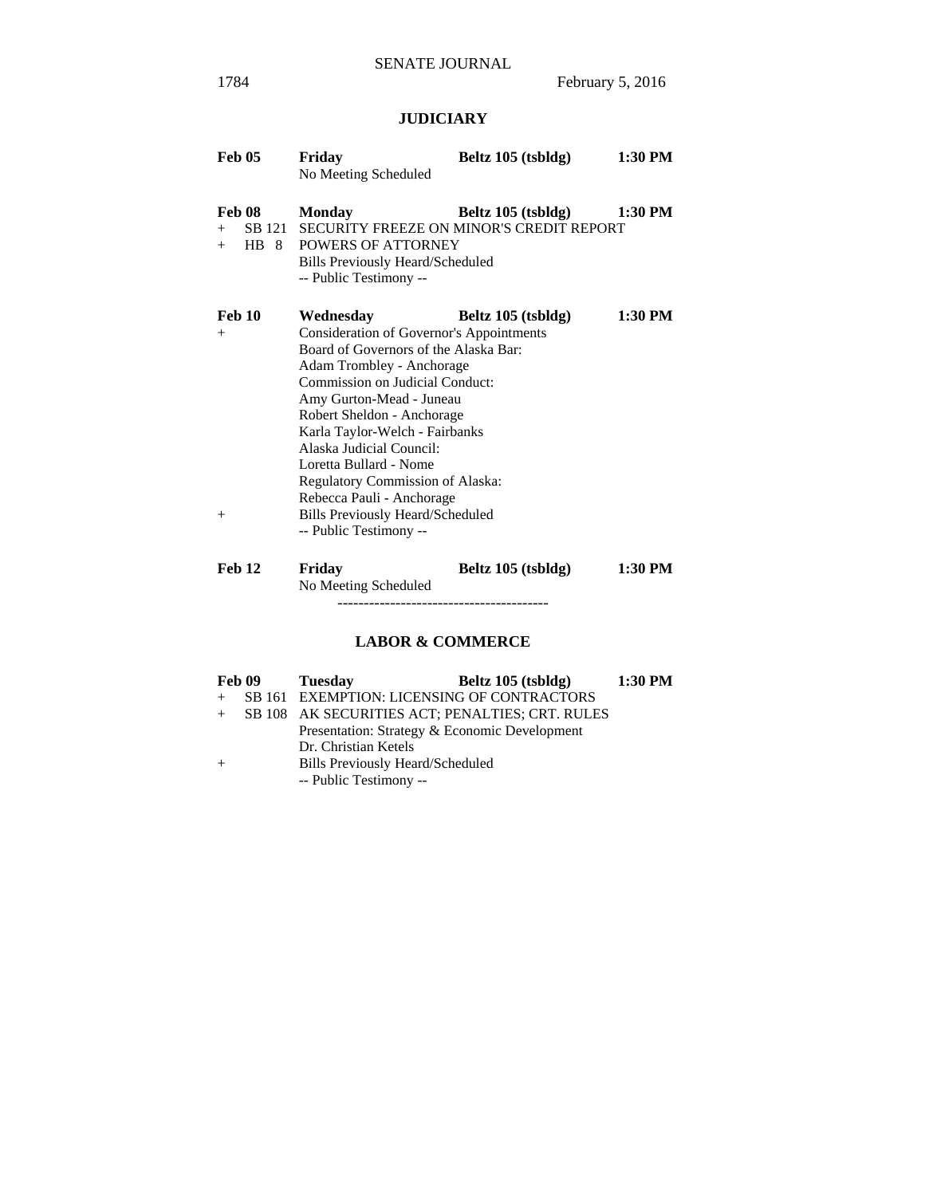## JUDICIARY

**Feb 05** **Friday** **Beltz 105 (tsbldg)** **1:30 PM**
No Meeting Scheduled

**Feb 08** **Monday** **Beltz 105 (tsbldg)** **1:30 PM**
\+ SB 121 SECURITY FREEZE ON MINOR'S CREDIT REPORT
\+ HB 8 POWERS OF ATTORNEY
Bills Previously Heard/Scheduled
-- Public Testimony --

**Feb 10** **Wednesday** **Beltz 105 (tsbldg)** **1:30 PM**
\+ Consideration of Governor's Appointments
Board of Governors of the Alaska Bar:
Adam Trombley - Anchorage
Commission on Judicial Conduct:
Amy Gurton-Mead - Juneau
Robert Sheldon - Anchorage
Karla Taylor-Welch - Fairbanks
Alaska Judicial Council:
Loretta Bullard - Nome
Regulatory Commission of Alaska:
Rebecca Pauli - Anchorage
\+ Bills Previously Heard/Scheduled
-- Public Testimony --

**Feb 12** **Friday** **Beltz 105 (tsbldg)** **1:30 PM**
No Meeting Scheduled

----------------------------------------

## LABOR & COMMERCE

**Feb 09** **Tuesday** **Beltz 105 (tsbldg)** **1:30 PM**
\+ SB 161 EXEMPTION: LICENSING OF CONTRACTORS
\+ SB 108 AK SECURITIES ACT; PENALTIES; CRT. RULES
Presentation: Strategy & Economic Development
Dr. Christian Ketels
\+ Bills Previously Heard/Scheduled
-- Public Testimony --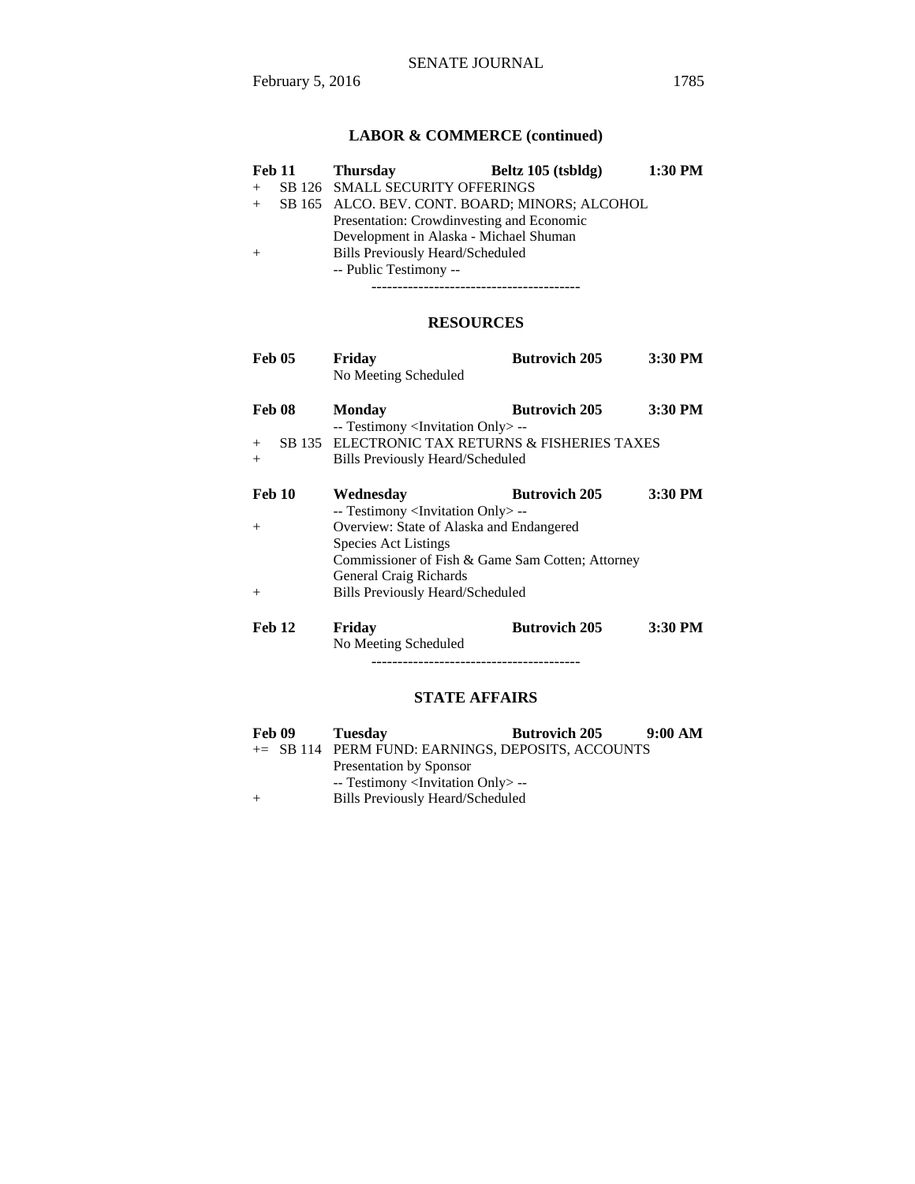## LABOR & COMMERCE (continued)

**Feb 11** **Thursday** **Beltz 105 (tsbldg)** **1:30 PM**

\+ SB 126 SMALL SECURITY OFFERINGS

\+ SB 165 ALCO. BEV. CONT. BOARD; MINORS; ALCOHOL

Presentation: Crowdinvesting and Economic Development in Alaska - Michael Shuman

\+ Bills Previously Heard/Scheduled

-- Public Testimony --

----------------------------------------

## RESOURCES

**Feb 05** **Friday** **Butrovich 205** **3:30 PM**

No Meeting Scheduled

**Feb 08** **Monday** **Butrovich 205** **3:30 PM**

-- Testimony <Invitation Only> --

\+ SB 135 ELECTRONIC TAX RETURNS & FISHERIES TAXES

\+ Bills Previously Heard/Scheduled

**Feb 10** **Wednesday** **Butrovich 205** **3:30 PM**

-- Testimony <Invitation Only> --

\+ Overview: State of Alaska and Endangered Species Act Listings

Commissioner of Fish & Game Sam Cotten; Attorney General Craig Richards

\+ Bills Previously Heard/Scheduled

**Feb 12** **Friday** **Butrovich 205** **3:30 PM**

No Meeting Scheduled

----------------------------------------

## STATE AFFAIRS

**Feb 09** **Tuesday** **Butrovich 205** **9:00 AM**

+= SB 114 PERM FUND: EARNINGS, DEPOSITS, ACCOUNTS

Presentation by Sponsor

-- Testimony <Invitation Only> --

\+ Bills Previously Heard/Scheduled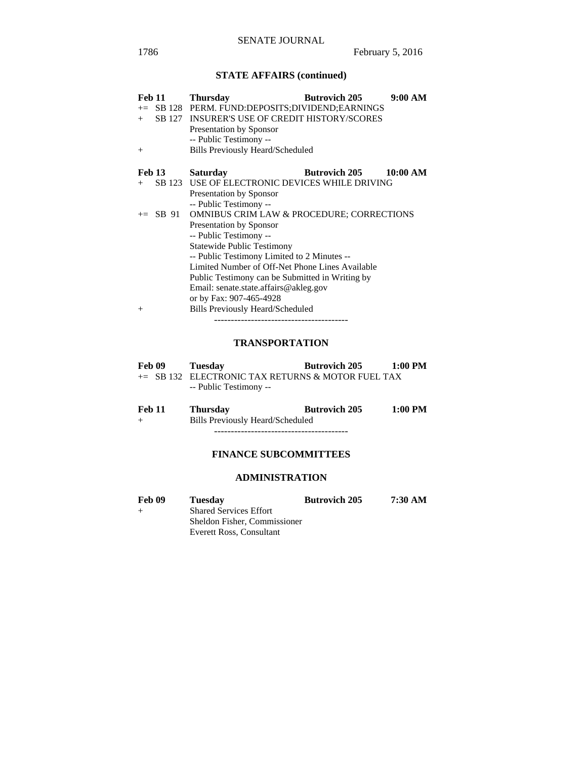## STATE AFFAIRS (continued)

**Feb 11** **Thursday** **Butrovich 205** **9:00 AM**

+= SB 128 PERM. FUND:DEPOSITS;DIVIDEND;EARNINGS
+ SB 127 INSURER'S USE OF CREDIT HISTORY/SCORES
Presentation by Sponsor
-- Public Testimony --
+ Bills Previously Heard/Scheduled

**Feb 13** **Saturday** **Butrovich 205** **10:00 AM**

+ SB 123 USE OF ELECTRONIC DEVICES WHILE DRIVING
Presentation by Sponsor
-- Public Testimony --
+= SB 91 OMNIBUS CRIM LAW & PROCEDURE; CORRECTIONS
Presentation by Sponsor
-- Public Testimony --
Statewide Public Testimony
-- Public Testimony Limited to 2 Minutes --
Limited Number of Off-Net Phone Lines Available
Public Testimony can be Submitted in Writing by
Email: senate.state.affairs@akleg.gov
or by Fax: 907-465-4928
+ Bills Previously Heard/Scheduled

----------------------------------------

## TRANSPORTATION

**Feb 09** **Tuesday** **Butrovich 205** **1:00 PM**

+= SB 132 ELECTRONIC TAX RETURNS & MOTOR FUEL TAX
-- Public Testimony --

**Feb 11** **Thursday** **Butrovich 205** **1:00 PM**

+ Bills Previously Heard/Scheduled

----------------------------------------

## FINANCE SUBCOMMITTEES

## ADMINISTRATION

**Feb 09** **Tuesday** **Butrovich 205** **7:30 AM**

+ Shared Services Effort
Sheldon Fisher, Commissioner
Everett Ross, Consultant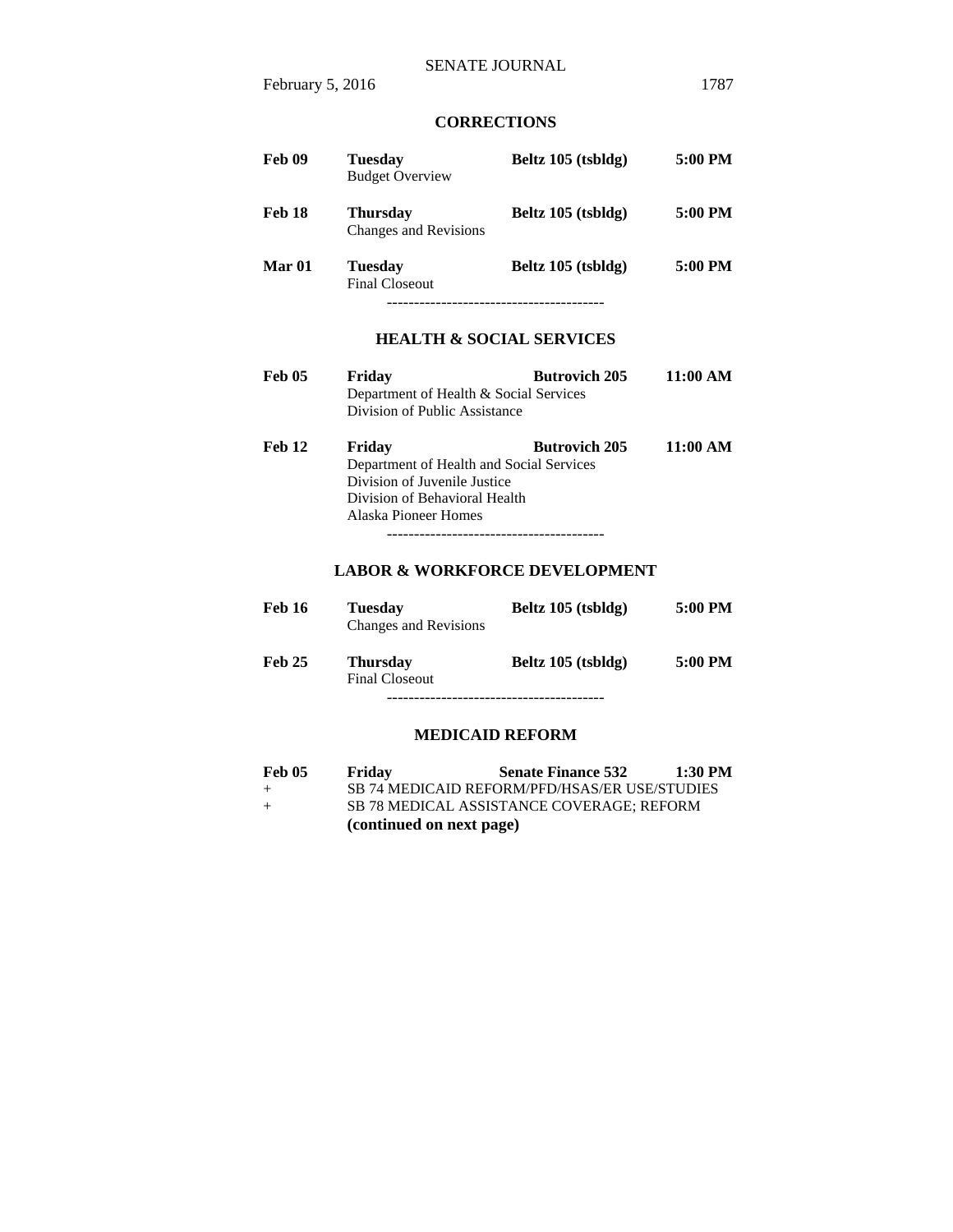## CORRECTIONS

**Feb 09** **Tuesday** **Beltz 105 (tsbldg)** **5:00 PM**
Budget Overview

**Feb 18** **Thursday** **Beltz 105 (tsbldg)** **5:00 PM**
Changes and Revisions

**Mar 01** **Tuesday** **Beltz 105 (tsbldg)** **5:00 PM**
Final Closeout

----------------------------------------

## HEALTH & SOCIAL SERVICES

**Feb 05** **Friday** **Butrovich 205** **11:00 AM**
Department of Health & Social Services
Division of Public Assistance

**Feb 12** **Friday** **Butrovich 205** **11:00 AM**
Department of Health and Social Services
Division of Juvenile Justice
Division of Behavioral Health
Alaska Pioneer Homes

----------------------------------------

## LABOR & WORKFORCE DEVELOPMENT

**Feb 16** **Tuesday** **Beltz 105 (tsbldg)** **5:00 PM**
Changes and Revisions

**Feb 25** **Thursday** **Beltz 105 (tsbldg)** **5:00 PM**
Final Closeout

----------------------------------------

## MEDICAID REFORM

**Feb 05** **Friday** **Senate Finance 532** **1:30 PM**
\+ SB 74 MEDICAID REFORM/PFD/HSAS/ER USE/STUDIES
\+ SB 78 MEDICAL ASSISTANCE COVERAGE; REFORM
**(continued on next page)**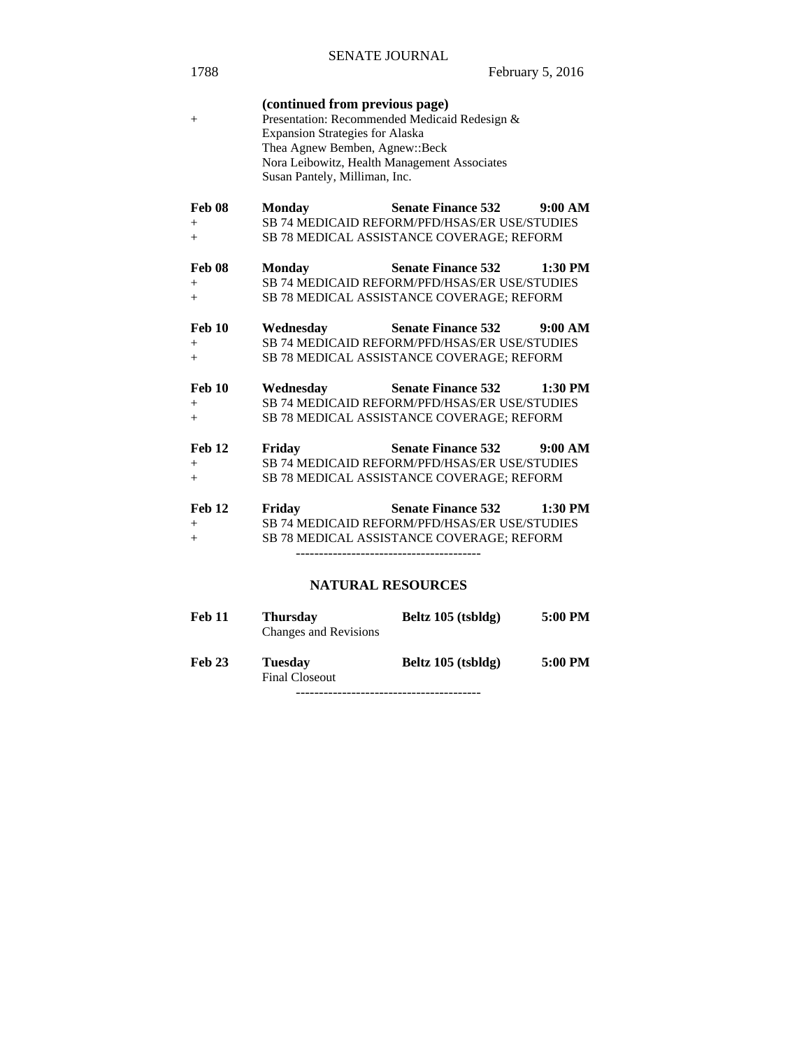**(continued from previous page)**

+ Presentation: Recommended Medicaid Redesign & Expansion Strategies for Alaska
Thea Agnew Bemben, Agnew::Beck
Nora Leibowitz, Health Management Associates
Susan Pantely, Milliman, Inc.

| | | | |
|---|---|---|---|
| **Feb 08** | **Monday** | **Senate Finance 532** | **9:00 AM** |
| + | SB 74 MEDICAID REFORM/PFD/HSAS/ER USE/STUDIES | | |
| + | SB 78 MEDICAL ASSISTANCE COVERAGE; REFORM | | |
| **Feb 08** | **Monday** | **Senate Finance 532** | **1:30 PM** |
| + | SB 74 MEDICAID REFORM/PFD/HSAS/ER USE/STUDIES | | |
| + | SB 78 MEDICAL ASSISTANCE COVERAGE; REFORM | | |
| **Feb 10** | **Wednesday** | **Senate Finance 532** | **9:00 AM** |
| + | SB 74 MEDICAID REFORM/PFD/HSAS/ER USE/STUDIES | | |
| + | SB 78 MEDICAL ASSISTANCE COVERAGE; REFORM | | |
| **Feb 10** | **Wednesday** | **Senate Finance 532** | **1:30 PM** |
| + | SB 74 MEDICAID REFORM/PFD/HSAS/ER USE/STUDIES | | |
| + | SB 78 MEDICAL ASSISTANCE COVERAGE; REFORM | | |
| **Feb 12** | **Friday** | **Senate Finance 532** | **9:00 AM** |
| + | SB 74 MEDICAID REFORM/PFD/HSAS/ER USE/STUDIES | | |
| + | SB 78 MEDICAL ASSISTANCE COVERAGE; REFORM | | |
| **Feb 12** | **Friday** | **Senate Finance 532** | **1:30 PM** |
| + | SB 74 MEDICAID REFORM/PFD/HSAS/ER USE/STUDIES | | |
| + | SB 78 MEDICAL ASSISTANCE COVERAGE; REFORM | | |

----------------------------------------

## NATURAL RESOURCES

| | | | |
|---|---|---|---|
| **Feb 11** | **Thursday** | **Beltz 105 (tsbldg)** | **5:00 PM** |
| | Changes and Revisions | | |
| **Feb 23** | **Tuesday** | **Beltz 105 (tsbldg)** | **5:00 PM** |
| | Final Closeout | | |

----------------------------------------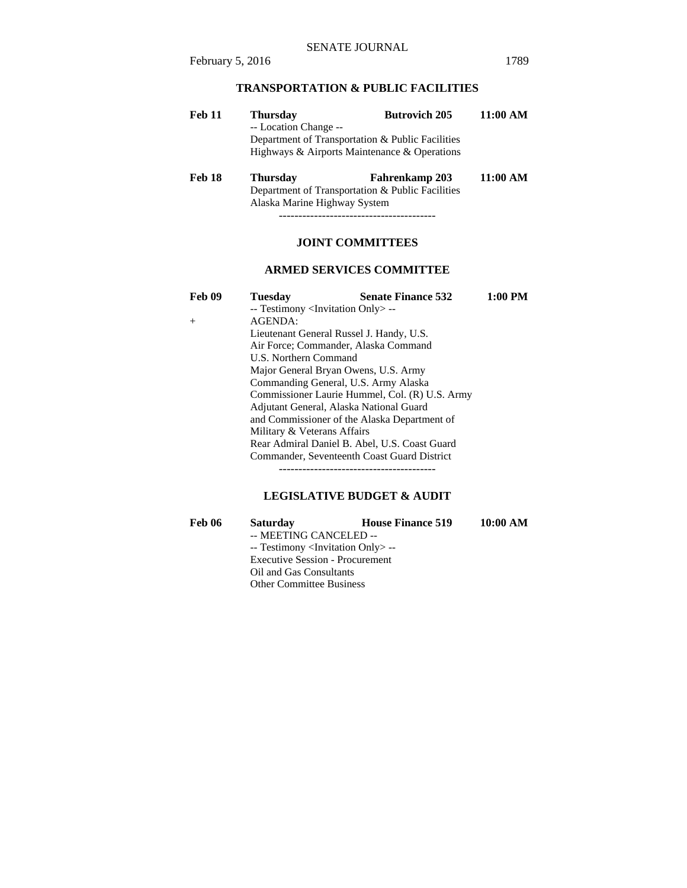## TRANSPORTATION & PUBLIC FACILITIES

**Feb 11** **Thursday** **Butrovich 205** **11:00 AM**
-- Location Change --
Department of Transportation & Public Facilities
Highways & Airports Maintenance & Operations

**Feb 18** **Thursday** **Fahrenkamp 203** **11:00 AM**
Department of Transportation & Public Facilities
Alaska Marine Highway System

----------------------------------------

## JOINT COMMITTEES

### ARMED SERVICES COMMITTEE

**Feb 09** **Tuesday** **Senate Finance 532** **1:00 PM**
-- Testimony <Invitation Only> --
+ AGENDA:
Lieutenant General Russel J. Handy, U.S. Air Force; Commander, Alaska Command
U.S. Northern Command
Major General Bryan Owens, U.S. Army
Commanding General, U.S. Army Alaska
Commissioner Laurie Hummel, Col. (R) U.S. Army
Adjutant General, Alaska National Guard
and Commissioner of the Alaska Department of Military & Veterans Affairs
Rear Admiral Daniel B. Abel, U.S. Coast Guard
Commander, Seventeenth Coast Guard District

----------------------------------------

### LEGISLATIVE BUDGET & AUDIT

**Feb 06** **Saturday** **House Finance 519** **10:00 AM**
-- MEETING CANCELED --
-- Testimony <Invitation Only> --
Executive Session - Procurement
Oil and Gas Consultants
Other Committee Business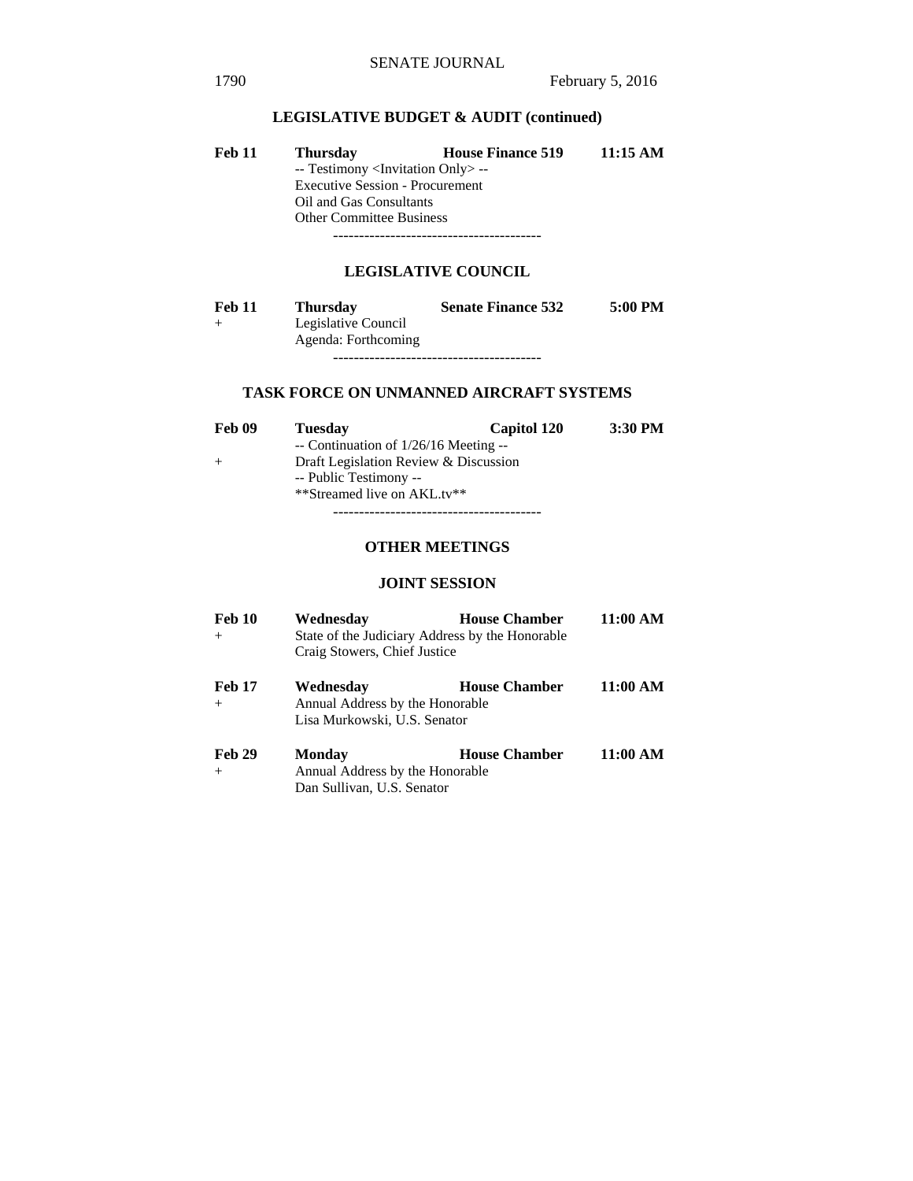## LEGISLATIVE BUDGET & AUDIT (continued)

| | | | |
|---|---|---|---|
| **Feb 11** | **Thursday** | **House Finance 519** | **11:15 AM** |
| | -- Testimony <Invitation Only> -- | | |
| | Executive Session - Procurement | | |
| | Oil and Gas Consultants | | |
| | Other Committee Business | | |

----------------------------------------

## LEGISLATIVE COUNCIL

| | | | |
|---|---|---|---|
| **Feb 11** | **Thursday** | **Senate Finance 532** | **5:00 PM** |
| + | Legislative Council | | |
| | Agenda: Forthcoming | | |

----------------------------------------

## TASK FORCE ON UNMANNED AIRCRAFT SYSTEMS

| | | | |
|---|---|---|---|
| **Feb 09** | **Tuesday** | **Capitol 120** | **3:30 PM** |
| | -- Continuation of 1/26/16 Meeting -- | | |
| + | Draft Legislation Review & Discussion | | |
| | -- Public Testimony -- | | |
| | **Streamed live on AKL.tv** | | |

----------------------------------------

## OTHER MEETINGS

### JOINT SESSION

| | | | |
|---|---|---|---|
| **Feb 10** | **Wednesday** | **House Chamber** | **11:00 AM** |
| + | State of the Judiciary Address by the Honorable Craig Stowers, Chief Justice | | |
| **Feb 17** | **Wednesday** | **House Chamber** | **11:00 AM** |
| + | Annual Address by the Honorable Lisa Murkowski, U.S. Senator | | |
| **Feb 29** | **Monday** | **House Chamber** | **11:00 AM** |
| + | Annual Address by the Honorable Dan Sullivan, U.S. Senator | | |